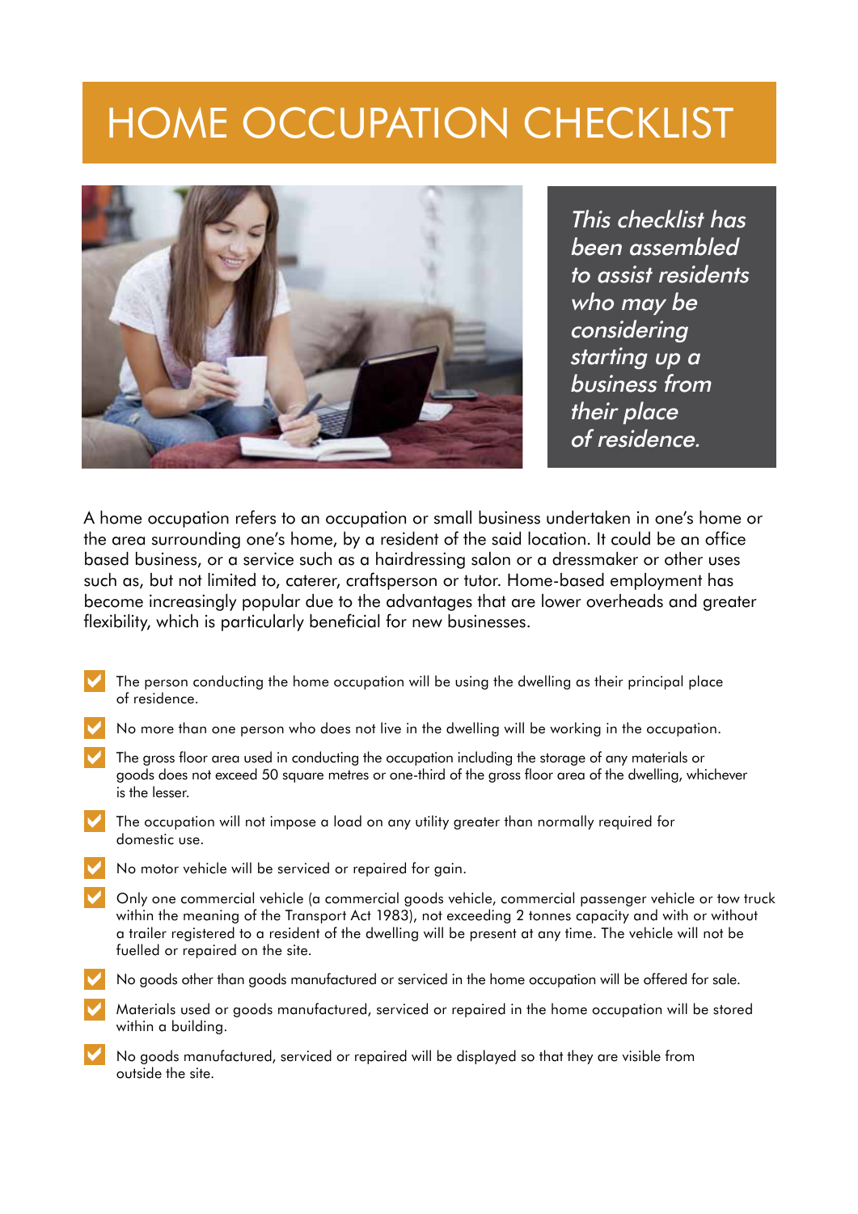# HOME OCCUPATION CHECKLIST

*This checklist has been assembled to assist residents who may be considering starting up a business from their place of residence.*

A home occupation refers to an occupation or small business undertaken in one's home or the area surrounding one's home, by a resident of the said location. It could be an office based business, or a service such as a hairdressing salon or a dressmaker or other uses such as, but not limited to, caterer, craftsperson or tutor. Home-based employment has become increasingly popular due to the advantages that are lower overheads and greater flexibility, which is particularly beneficial for new businesses.

- ✔ The person conducting the home occupation will be using the dwelling as their principal place of residence.
- ✔ No more than one person who does not live in the dwelling will be working in the occupation.
- ✔ The gross floor area used in conducting the occupation including the storage of any materials or goods does not exceed 50 square metres or one-third of the gross floor area of the dwelling, whichever is the lesser.
- ✔ The occupation will not impose a load on any utility greater than normally required for domestic use.
- ✔ No motor vehicle will be serviced or repaired for gain.
- ✔ Only one commercial vehicle (a commercial goods vehicle, commercial passenger vehicle or tow truck within the meaning of the Transport Act 1983), not exceeding 2 tonnes capacity and with or without a trailer registered to a resident of the dwelling will be present at any time. The vehicle will not be fuelled or repaired on the site.
- ✔ No goods other than goods manufactured or serviced in the home occupation will be offered for sale.
- ✔ Materials used or goods manufactured, serviced or repaired in the home occupation will be stored within a building.
- ✔ No goods manufactured, serviced or repaired will be displayed so that they are visible from outside the site.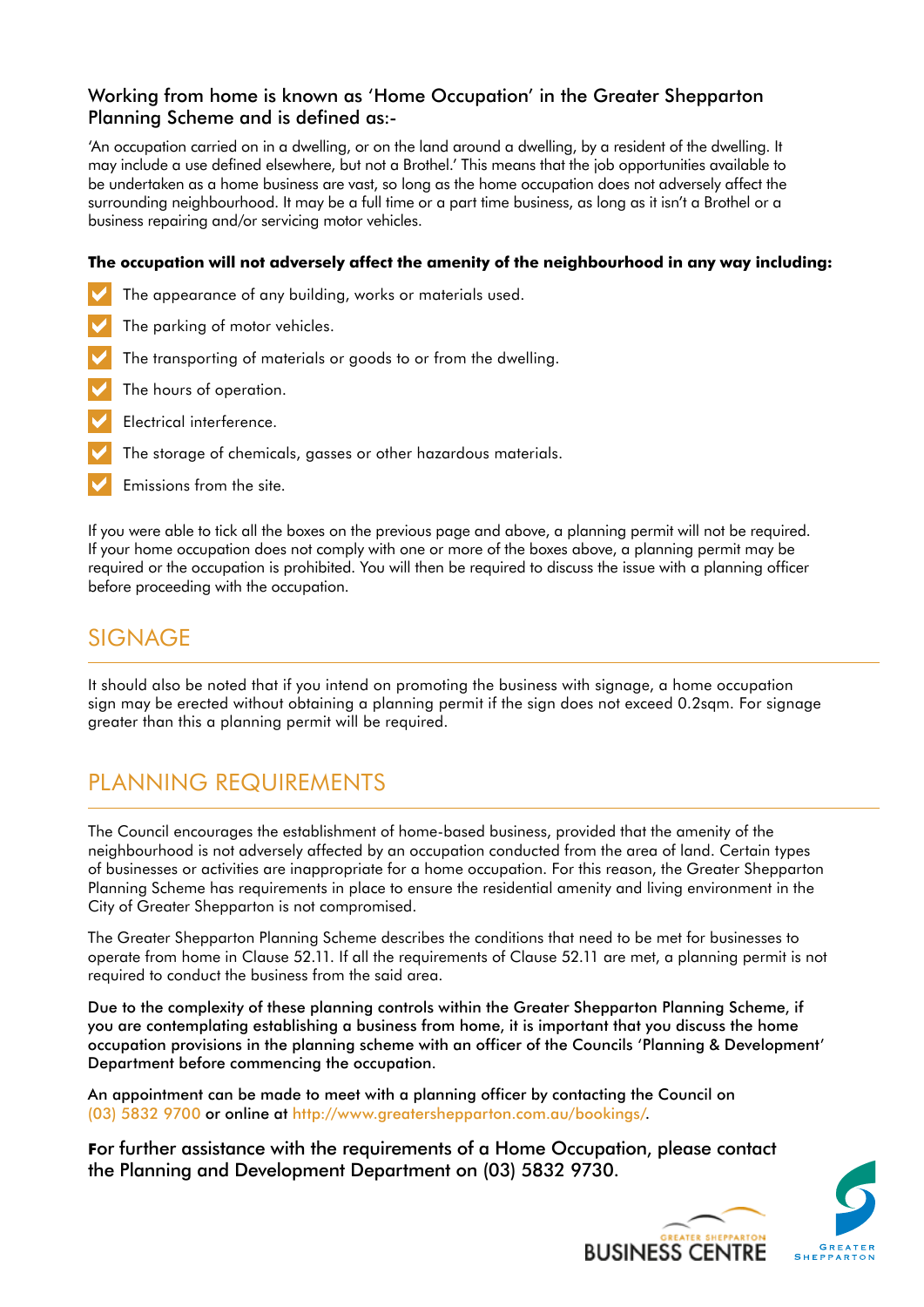### Working from home is known as 'Home Occupation' in the Greater Shepparton Planning Scheme and is defined as:-

'An occupation carried on in a dwelling, or on the land around a dwelling, by a resident of the dwelling. It may include a use defined elsewhere, but not a Brothel.' This means that the job opportunities available to be undertaken as a home business are vast, so long as the home occupation does not adversely affect the surrounding neighbourhood. It may be a full time or a part time business, as long as it isn't a Brothel or a business repairing and/or servicing motor vehicles.

**The occupation will not adversely affect the amenity of the neighbourhood in any way including:**

- [x] The appearance of any building, works or materials used.
- [x] The parking of motor vehicles.
- [x] The transporting of materials or goods to or from the dwelling.
- [x] The hours of operation.
- [x] Electrical interference.
- [x] The storage of chemicals, gasses or other hazardous materials.
- [x] Emissions from the site.

If you were able to tick all the boxes on the previous page and above, a planning permit will not be required. If your home occupation does not comply with one or more of the boxes above, a planning permit may be required or the occupation is prohibited. You will then be required to discuss the issue with a planning officer before proceeding with the occupation.

## SIGNAGE

It should also be noted that if you intend on promoting the business with signage, a home occupation sign may be erected without obtaining a planning permit if the sign does not exceed 0.2sqm. For signage greater than this a planning permit will be required.

## PLANNING REQUIREMENTS

The Council encourages the establishment of home-based business, provided that the amenity of the neighbourhood is not adversely affected by an occupation conducted from the area of land. Certain types of businesses or activities are inappropriate for a home occupation. For this reason, the Greater Shepparton Planning Scheme has requirements in place to ensure the residential amenity and living environment in the City of Greater Shepparton is not compromised.

The Greater Shepparton Planning Scheme describes the conditions that need to be met for businesses to operate from home in Clause 52.11. If all the requirements of Clause 52.11 are met, a planning permit is not required to conduct the business from the said area.

Due to the complexity of these planning controls within the Greater Shepparton Planning Scheme, if you are contemplating establishing a business from home, it is important that you discuss the home occupation provisions in the planning scheme with an officer of the Councils 'Planning & Development' Department before commencing the occupation.

An appointment can be made to meet with a planning officer by contacting the Council on (03) 5832 9700 or online at http://www.greatershepparton.com.au/bookings/.

For further assistance with the requirements of a Home Occupation, please contact the Planning and Development Department on (03) 5832 9730.

GREATER SHEPPARTON BUSINESS CENTRE

GREATER SHEPPARTON